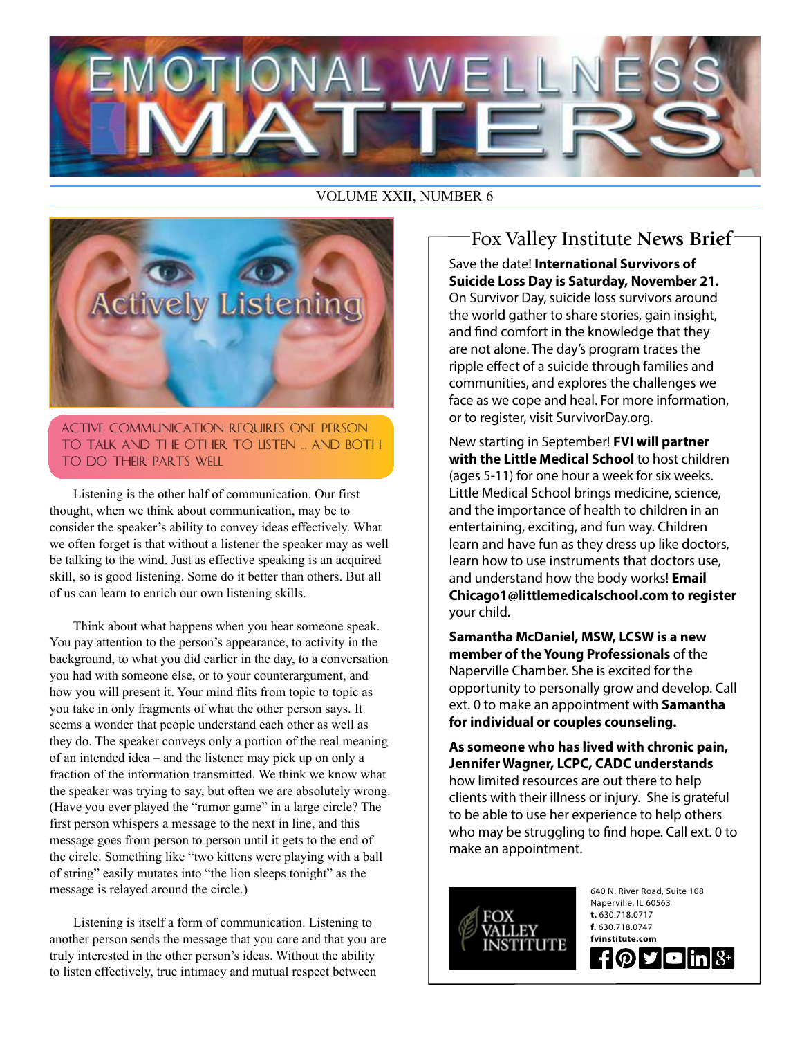# EMOTIONAL WELLNESS MATTERS

VOLUME XXII, NUMBER 6

## Actively Listening

ACTIVE COMMUNICATION REQUIRES ONE PERSON TO TALK AND THE OTHER TO LISTEN ... AND BOTH TO DO THEIR PARTS WELL

Listening is the other half of communication. Our first thought, when we think about communication, may be to consider the speaker's ability to convey ideas effectively. What we often forget is that without a listener the speaker may as well be talking to the wind. Just as effective speaking is an acquired skill, so is good listening. Some do it better than others. But all of us can learn to enrich our own listening skills.

Think about what happens when you hear someone speak. You pay attention to the person's appearance, to activity in the background, to what you did earlier in the day, to a conversation you had with someone else, or to your counterargument, and how you will present it. Your mind flits from topic to topic as you take in only fragments of what the other person says. It seems a wonder that people understand each other as well as they do. The speaker conveys only a portion of the real meaning of an intended idea – and the listener may pick up on only a fraction of the information transmitted. We think we know what the speaker was trying to say, but often we are absolutely wrong. (Have you ever played the "rumor game" in a large circle? The first person whispers a message to the next in line, and this message goes from person to person until it gets to the end of the circle. Something like "two kittens were playing with a ball of string" easily mutates into "the lion sleeps tonight" as the message is relayed around the circle.)

Listening is itself a form of communication. Listening to another person sends the message that you care and that you are truly interested in the other person's ideas. Without the ability to listen effectively, true intimacy and mutual respect between

## Fox Valley Institute **News Brief**

Save the date! **International Survivors of Suicide Loss Day is Saturday, November 21.** On Survivor Day, suicide loss survivors around the world gather to share stories, gain insight, and find comfort in the knowledge that they are not alone. The day's program traces the ripple effect of a suicide through families and communities, and explores the challenges we face as we cope and heal. For more information, or to register, visit SurvivorDay.org.

New starting in September! **FVI will partner with the Little Medical School** to host children (ages 5-11) for one hour a week for six weeks. Little Medical School brings medicine, science, and the importance of health to children in an entertaining, exciting, and fun way. Children learn and have fun as they dress up like doctors, learn how to use instruments that doctors use, and understand how the body works! **Email Chicago1@littlemedicalschool.com to register** your child.

**Samantha McDaniel, MSW, LCSW is a new member of the Young Professionals** of the Naperville Chamber. She is excited for the opportunity to personally grow and develop. Call ext. 0 to make an appointment with **Samantha for individual or couples counseling.**

**As someone who has lived with chronic pain, Jennifer Wagner, LCPC, CADC understands** how limited resources are out there to help clients with their illness or injury. She is grateful to be able to use her experience to help others who may be struggling to find hope. Call ext. 0 to make an appointment.

FOX VALLEY INSTITUTE

640 N. River Road, Suite 108
Naperville, IL 60563
**t.** 630.718.0717
**f.** 630.718.0747
**fvinstitute.com**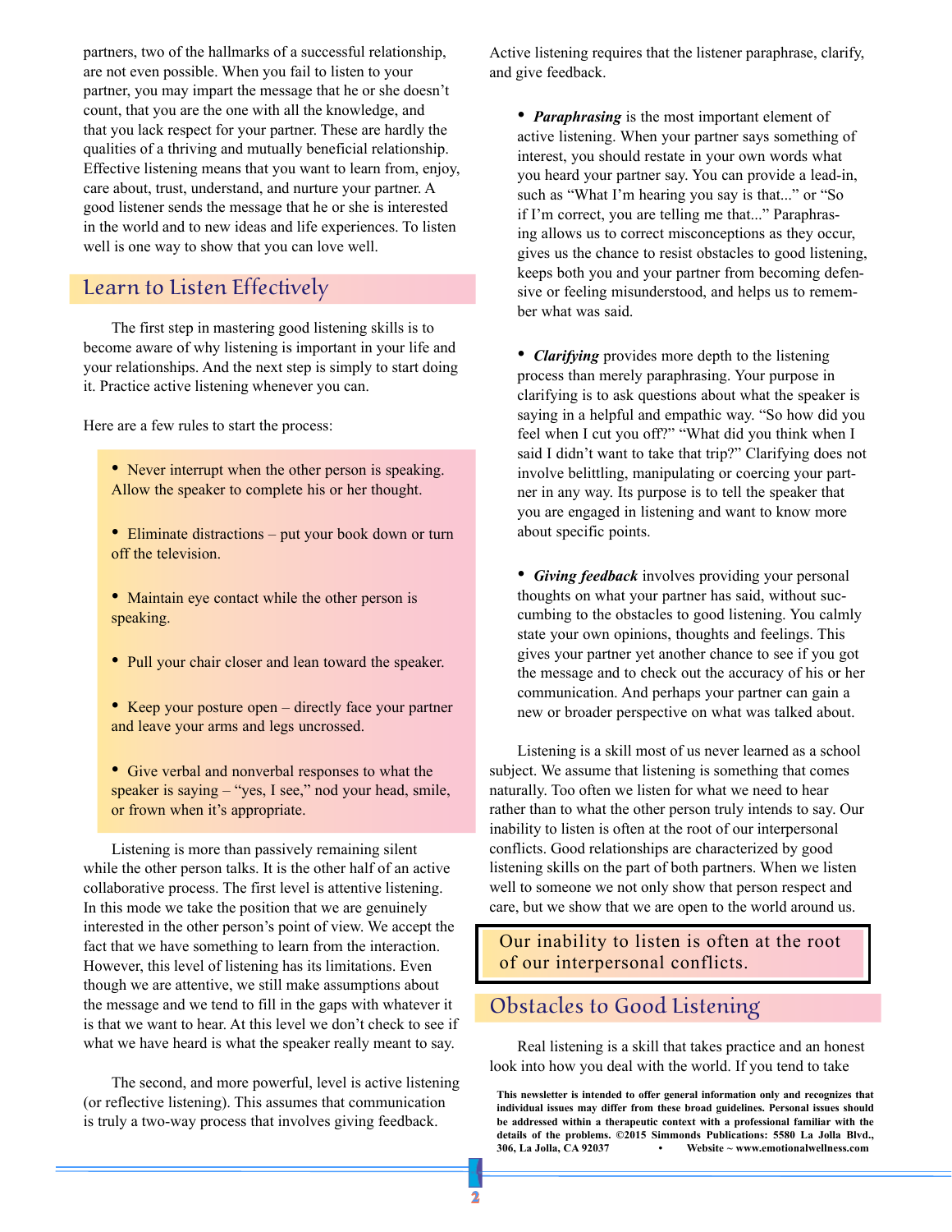partners, two of the hallmarks of a successful relationship, are not even possible. When you fail to listen to your partner, you may impart the message that he or she doesn't count, that you are the one with all the knowledge, and that you lack respect for your partner. These are hardly the qualities of a thriving and mutually beneficial relationship. Effective listening means that you want to learn from, enjoy, care about, trust, understand, and nurture your partner. A good listener sends the message that he or she is interested in the world and to new ideas and life experiences. To listen well is one way to show that you can love well.

## Learn to Listen Effectively

The first step in mastering good listening skills is to become aware of why listening is important in your life and your relationships. And the next step is simply to start doing it. Practice active listening whenever you can.

Here are a few rules to start the process:

- Never interrupt when the other person is speaking. Allow the speaker to complete his or her thought.
- Eliminate distractions – put your book down or turn off the television.
- Maintain eye contact while the other person is speaking.
- Pull your chair closer and lean toward the speaker.
- Keep your posture open – directly face your partner and leave your arms and legs uncrossed.
- Give verbal and nonverbal responses to what the speaker is saying – "yes, I see," nod your head, smile, or frown when it's appropriate.

Listening is more than passively remaining silent while the other person talks. It is the other half of an active collaborative process. The first level is attentive listening. In this mode we take the position that we are genuinely interested in the other person's point of view. We accept the fact that we have something to learn from the interaction. However, this level of listening has its limitations. Even though we are attentive, we still make assumptions about the message and we tend to fill in the gaps with whatever it is that we want to hear. At this level we don't check to see if what we have heard is what the speaker really meant to say.

The second, and more powerful, level is active listening (or reflective listening). This assumes that communication is truly a two-way process that involves giving feedback. Active listening requires that the listener paraphrase, clarify, and give feedback.

- ***Paraphrasing*** is the most important element of active listening. When your partner says something of interest, you should restate in your own words what you heard your partner say. You can provide a lead-in, such as "What I'm hearing you say is that..." or "So if I'm correct, you are telling me that..." Paraphrasing allows us to correct misconceptions as they occur, gives us the chance to resist obstacles to good listening, keeps both you and your partner from becoming defensive or feeling misunderstood, and helps us to remember what was said.

- ***Clarifying*** provides more depth to the listening process than merely paraphrasing. Your purpose in clarifying is to ask questions about what the speaker is saying in a helpful and empathic way. "So how did you feel when I cut you off?" "What did you think when I said I didn't want to take that trip?" Clarifying does not involve belittling, manipulating or coercing your partner in any way. Its purpose is to tell the speaker that you are engaged in listening and want to know more about specific points.

- ***Giving feedback*** involves providing your personal thoughts on what your partner has said, without succumbing to the obstacles to good listening. You calmly state your own opinions, thoughts and feelings. This gives your partner yet another chance to see if you got the message and to check out the accuracy of his or her communication. And perhaps your partner can gain a new or broader perspective on what was talked about.

Listening is a skill most of us never learned as a school subject. We assume that listening is something that comes naturally. Too often we listen for what we need to hear rather than to what the other person truly intends to say. Our inability to listen is often at the root of our interpersonal conflicts. Good relationships are characterized by good listening skills on the part of both partners. When we listen well to someone we not only show that person respect and care, but we show that we are open to the world around us.

> Our inability to listen is often at the root of our interpersonal conflicts.

## Obstacles to Good Listening

Real listening is a skill that takes practice and an honest look into how you deal with the world. If you tend to take

**This newsletter is intended to offer general information only and recognizes that individual issues may differ from these broad guidelines. Personal issues should be addressed within a therapeutic context with a professional familiar with the details of the problems. ©2015 Simmonds Publications: 5580 La Jolla Blvd., 306, La Jolla, CA 92037 • Website ~ www.emotionalwellness.com**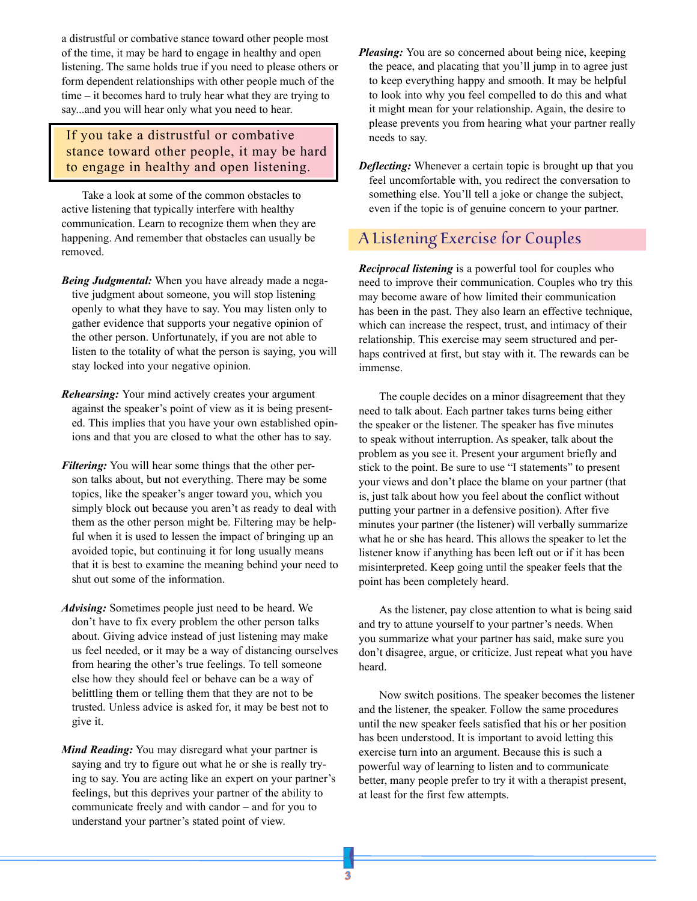a distrustful or combative stance toward other people most of the time, it may be hard to engage in healthy and open listening. The same holds true if you need to please others or form dependent relationships with other people much of the time – it becomes hard to truly hear what they are trying to say...and you will hear only what you need to hear.

> If you take a distrustful or combative stance toward other people, it may be hard to engage in healthy and open listening.

Take a look at some of the common obstacles to active listening that typically interfere with healthy communication. Learn to recognize them when they are happening. And remember that obstacles can usually be removed.

***Being Judgmental:*** When you have already made a negative judgment about someone, you will stop listening openly to what they have to say. You may listen only to gather evidence that supports your negative opinion of the other person. Unfortunately, if you are not able to listen to the totality of what the person is saying, you will stay locked into your negative opinion.

***Rehearsing:*** Your mind actively creates your argument against the speaker's point of view as it is being presented. This implies that you have your own established opinions and that you are closed to what the other has to say.

***Filtering:*** You will hear some things that the other person talks about, but not everything. There may be some topics, like the speaker's anger toward you, which you simply block out because you aren't as ready to deal with them as the other person might be. Filtering may be helpful when it is used to lessen the impact of bringing up an avoided topic, but continuing it for long usually means that it is best to examine the meaning behind your need to shut out some of the information.

***Advising:*** Sometimes people just need to be heard. We don't have to fix every problem the other person talks about. Giving advice instead of just listening may make us feel needed, or it may be a way of distancing ourselves from hearing the other's true feelings. To tell someone else how they should feel or behave can be a way of belittling them or telling them that they are not to be trusted. Unless advice is asked for, it may be best not to give it.

***Mind Reading:*** You may disregard what your partner is saying and try to figure out what he or she is really trying to say. You are acting like an expert on your partner's feelings, but this deprives your partner of the ability to communicate freely and with candor – and for you to understand your partner's stated point of view.

***Pleasing:*** You are so concerned about being nice, keeping the peace, and placating that you'll jump in to agree just to keep everything happy and smooth. It may be helpful to look into why you feel compelled to do this and what it might mean for your relationship. Again, the desire to please prevents you from hearing what your partner really needs to say.

***Deflecting:*** Whenever a certain topic is brought up that you feel uncomfortable with, you redirect the conversation to something else. You'll tell a joke or change the subject, even if the topic is of genuine concern to your partner.

## A Listening Exercise for Couples

***Reciprocal listening*** is a powerful tool for couples who need to improve their communication. Couples who try this may become aware of how limited their communication has been in the past. They also learn an effective technique, which can increase the respect, trust, and intimacy of their relationship. This exercise may seem structured and perhaps contrived at first, but stay with it. The rewards can be immense.

The couple decides on a minor disagreement that they need to talk about. Each partner takes turns being either the speaker or the listener. The speaker has five minutes to speak without interruption. As speaker, talk about the problem as you see it. Present your argument briefly and stick to the point. Be sure to use "I statements" to present your views and don't place the blame on your partner (that is, just talk about how you feel about the conflict without putting your partner in a defensive position). After five minutes your partner (the listener) will verbally summarize what he or she has heard. This allows the speaker to let the listener know if anything has been left out or if it has been misinterpreted. Keep going until the speaker feels that the point has been completely heard.

As the listener, pay close attention to what is being said and try to attune yourself to your partner's needs. When you summarize what your partner has said, make sure you don't disagree, argue, or criticize. Just repeat what you have heard.

Now switch positions. The speaker becomes the listener and the listener, the speaker. Follow the same procedures until the new speaker feels satisfied that his or her position has been understood. It is important to avoid letting this exercise turn into an argument. Because this is such a powerful way of learning to listen and to communicate better, many people prefer to try it with a therapist present, at least for the first few attempts.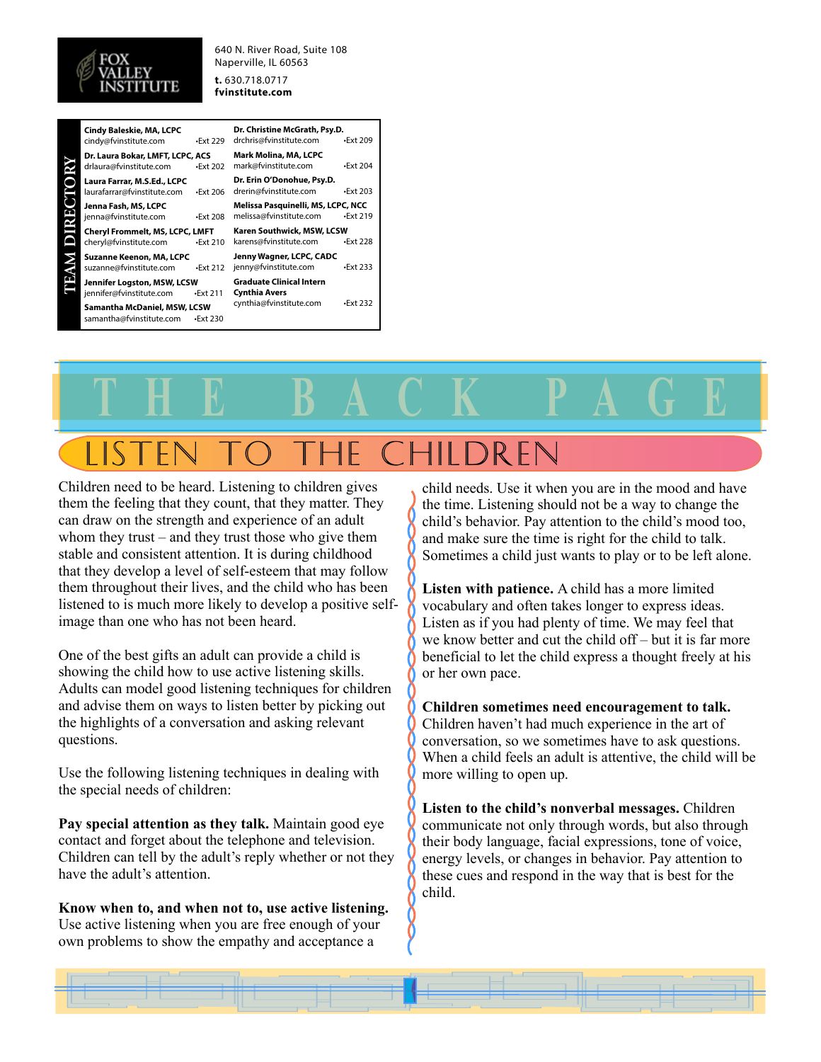**FOX VALLEY INSTITUTE**

640 N. River Road, Suite 108
Naperville, IL 60563

**t.** 630.718.0717
**fvinstitute.com**

## TEAM DIRECTORY

| | | | |
|---|---|---|---|
| **Cindy Baleskie, MA, LCPC** cindy@fvinstitute.com | •Ext 229 | **Dr. Christine McGrath, Psy.D.** drchris@fvinstitute.com | •Ext 209 |
| **Dr. Laura Bokar, LMFT, LCPC, ACS** drlaura@fvinstitute.com | •Ext 202 | **Mark Molina, MA, LCPC** mark@fvinstitute.com | •Ext 204 |
| **Laura Farrar, M.S.Ed., LCPC** laurafarrar@fvinstitute.com | •Ext 206 | **Dr. Erin O'Donohue, Psy.D.** drerin@fvinstitute.com | •Ext 203 |
| **Jenna Fash, MS, LCPC** jenna@fvinstitute.com | •Ext 208 | **Melissa Pasquinelli, MS, LCPC, NCC** melissa@fvinstitute.com | •Ext 219 |
| **Cheryl Frommelt, MS, LCPC, LMFT** cheryl@fvinstitute.com | •Ext 210 | **Karen Southwick, MSW, LCSW** karens@fvinstitute.com | •Ext 228 |
| **Suzanne Keenon, MA, LCPC** suzanne@fvinstitute.com | •Ext 212 | **Jenny Wagner, LCPC, CADC** jenny@fvinstitute.com | •Ext 233 |
| **Jennifer Logston, MSW, LCSW** jennifer@fvinstitute.com | •Ext 211 | **Graduate Clinical Intern Cynthia Avers** cynthia@fvinstitute.com | •Ext 232 |
| **Samantha McDaniel, MSW, LCSW** samantha@fvinstitute.com | •Ext 230 | | |

# THE BACK PAGE

## LISTEN TO THE CHILDREN

Children need to be heard. Listening to children gives them the feeling that they count, that they matter. They can draw on the strength and experience of an adult whom they trust – and they trust those who give them stable and consistent attention. It is during childhood that they develop a level of self-esteem that may follow them throughout their lives, and the child who has been listened to is much more likely to develop a positive self-image than one who has not been heard.

One of the best gifts an adult can provide a child is showing the child how to use active listening skills. Adults can model good listening techniques for children and advise them on ways to listen better by picking out the highlights of a conversation and asking relevant questions.

Use the following listening techniques in dealing with the special needs of children:

**Pay special attention as they talk.** Maintain good eye contact and forget about the telephone and television. Children can tell by the adult's reply whether or not they have the adult's attention.

**Know when to, and when not to, use active listening.** Use active listening when you are free enough of your own problems to show the empathy and acceptance a child needs. Use it when you are in the mood and have the time. Listening should not be a way to change the child's behavior. Pay attention to the child's mood too, and make sure the time is right for the child to talk. Sometimes a child just wants to play or to be left alone.

**Listen with patience.** A child has a more limited vocabulary and often takes longer to express ideas. Listen as if you had plenty of time. We may feel that we know better and cut the child off – but it is far more beneficial to let the child express a thought freely at his or her own pace.

**Children sometimes need encouragement to talk.** Children haven't had much experience in the art of conversation, so we sometimes have to ask questions. When a child feels an adult is attentive, the child will be more willing to open up.

**Listen to the child's nonverbal messages.** Children communicate not only through words, but also through their body language, facial expressions, tone of voice, energy levels, or changes in behavior. Pay attention to these cues and respond in the way that is best for the child.